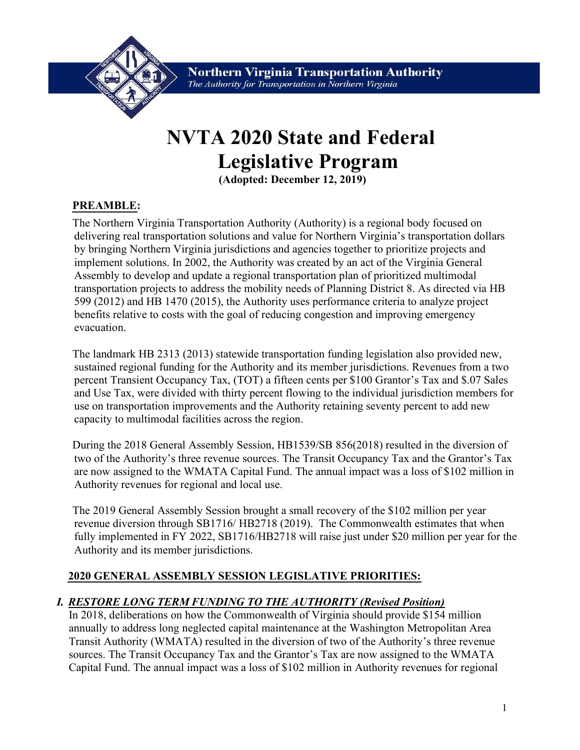**Northern Virginia Transportation Authority**
*The Authority for Transportation in Northern Virginia*

# NVTA 2020 State and Federal Legislative Program

**(Adopted: December 12, 2019)**

## PREAMBLE:

The Northern Virginia Transportation Authority (Authority) is a regional body focused on delivering real transportation solutions and value for Northern Virginia's transportation dollars by bringing Northern Virginia jurisdictions and agencies together to prioritize projects and implement solutions. In 2002, the Authority was created by an act of the Virginia General Assembly to develop and update a regional transportation plan of prioritized multimodal transportation projects to address the mobility needs of Planning District 8. As directed via HB 599 (2012) and HB 1470 (2015), the Authority uses performance criteria to analyze project benefits relative to costs with the goal of reducing congestion and improving emergency evacuation.

The landmark HB 2313 (2013) statewide transportation funding legislation also provided new, sustained regional funding for the Authority and its member jurisdictions. Revenues from a two percent Transient Occupancy Tax, (TOT) a fifteen cents per $100 Grantor's Tax and $.07 Sales and Use Tax, were divided with thirty percent flowing to the individual jurisdiction members for use on transportation improvements and the Authority retaining seventy percent to add new capacity to multimodal facilities across the region.

During the 2018 General Assembly Session, HB1539/SB 856(2018) resulted in the diversion of two of the Authority's three revenue sources. The Transit Occupancy Tax and the Grantor's Tax are now assigned to the WMATA Capital Fund. The annual impact was a loss of $102 million in Authority revenues for regional and local use.

The 2019 General Assembly Session brought a small recovery of the $102 million per year revenue diversion through SB1716/ HB2718 (2019). The Commonwealth estimates that when fully implemented in FY 2022, SB1716/HB2718 will raise just under $20 million per year for the Authority and its member jurisdictions.

## 2020 GENERAL ASSEMBLY SESSION LEGISLATIVE PRIORITIES:

### I. *RESTORE LONG TERM FUNDING TO THE AUTHORITY (Revised Position)*

In 2018, deliberations on how the Commonwealth of Virginia should provide $154 million annually to address long neglected capital maintenance at the Washington Metropolitan Area Transit Authority (WMATA) resulted in the diversion of two of the Authority's three revenue sources. The Transit Occupancy Tax and the Grantor's Tax are now assigned to the WMATA Capital Fund. The annual impact was a loss of $102 million in Authority revenues for regional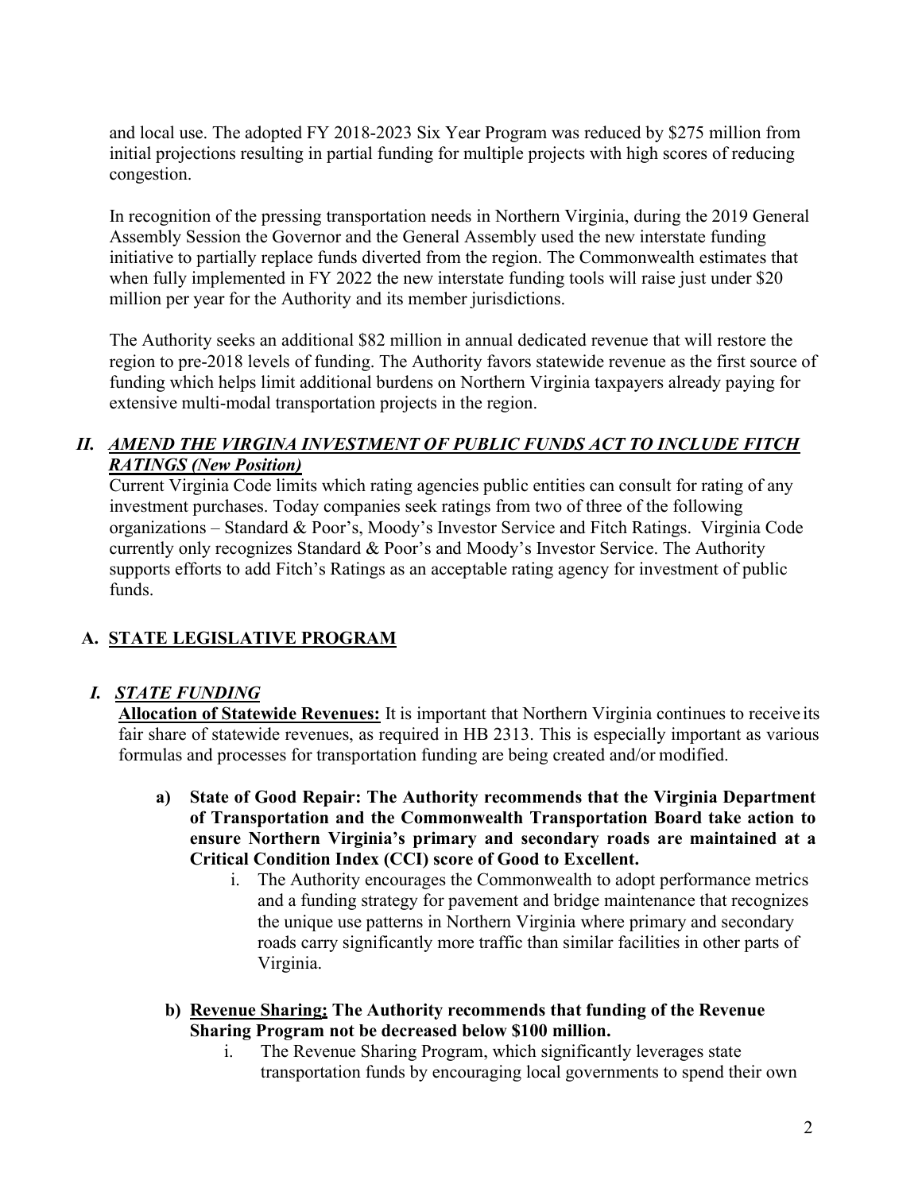and local use. The adopted FY 2018-2023 Six Year Program was reduced by $275 million from initial projections resulting in partial funding for multiple projects with high scores of reducing congestion.

In recognition of the pressing transportation needs in Northern Virginia, during the 2019 General Assembly Session the Governor and the General Assembly used the new interstate funding initiative to partially replace funds diverted from the region. The Commonwealth estimates that when fully implemented in FY 2022 the new interstate funding tools will raise just under $20 million per year for the Authority and its member jurisdictions.

The Authority seeks an additional $82 million in annual dedicated revenue that will restore the region to pre-2018 levels of funding. The Authority favors statewide revenue as the first source of funding which helps limit additional burdens on Northern Virginia taxpayers already paying for extensive multi-modal transportation projects in the region.

### *II. AMEND THE VIRGINA INVESTMENT OF PUBLIC FUNDS ACT TO INCLUDE FITCH RATINGS (New Position)*

Current Virginia Code limits which rating agencies public entities can consult for rating of any investment purchases. Today companies seek ratings from two of three of the following organizations – Standard & Poor's, Moody's Investor Service and Fitch Ratings. Virginia Code currently only recognizes Standard & Poor's and Moody's Investor Service. The Authority supports efforts to add Fitch's Ratings as an acceptable rating agency for investment of public funds.

## A. STATE LEGISLATIVE PROGRAM

### *I. STATE FUNDING*

**Allocation of Statewide Revenues:** It is important that Northern Virginia continues to receive its fair share of statewide revenues, as required in HB 2313. This is especially important as various formulas and processes for transportation funding are being created and/or modified.

**a) State of Good Repair: The Authority recommends that the Virginia Department of Transportation and the Commonwealth Transportation Board take action to ensure Northern Virginia's primary and secondary roads are maintained at a Critical Condition Index (CCI) score of Good to Excellent.**

i. The Authority encourages the Commonwealth to adopt performance metrics and a funding strategy for pavement and bridge maintenance that recognizes the unique use patterns in Northern Virginia where primary and secondary roads carry significantly more traffic than similar facilities in other parts of Virginia.

**b) Revenue Sharing: The Authority recommends that funding of the Revenue Sharing Program not be decreased below $100 million.**

i. The Revenue Sharing Program, which significantly leverages state transportation funds by encouraging local governments to spend their own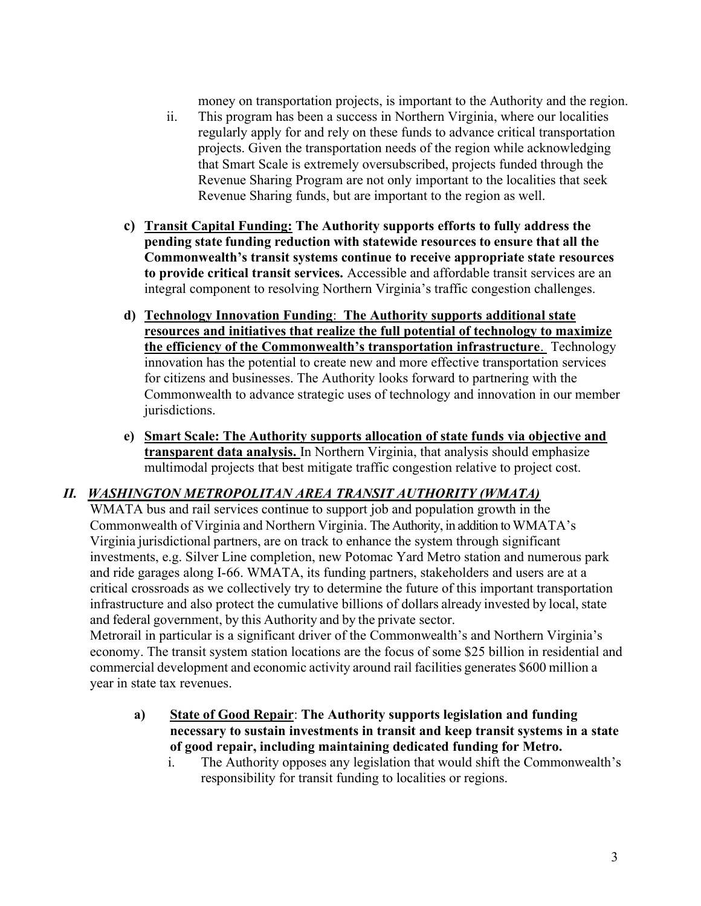money on transportation projects, is important to the Authority and the region.

ii. This program has been a success in Northern Virginia, where our localities regularly apply for and rely on these funds to advance critical transportation projects. Given the transportation needs of the region while acknowledging that Smart Scale is extremely oversubscribed, projects funded through the Revenue Sharing Program are not only important to the localities that seek Revenue Sharing funds, but are important to the region as well.

c) **Transit Capital Funding: The Authority supports efforts to fully address the pending state funding reduction with statewide resources to ensure that all the Commonwealth's transit systems continue to receive appropriate state resources to provide critical transit services.** Accessible and affordable transit services are an integral component to resolving Northern Virginia's traffic congestion challenges.

d) **Technology Innovation Funding: The Authority supports additional state resources and initiatives that realize the full potential of technology to maximize the efficiency of the Commonwealth's transportation infrastructure.** Technology innovation has the potential to create new and more effective transportation services for citizens and businesses. The Authority looks forward to partnering with the Commonwealth to advance strategic uses of technology and innovation in our member jurisdictions.

e) **Smart Scale: The Authority supports allocation of state funds via objective and transparent data analysis.** In Northern Virginia, that analysis should emphasize multimodal projects that best mitigate traffic congestion relative to project cost.

## *II. WASHINGTON METROPOLITAN AREA TRANSIT AUTHORITY (WMATA)*

WMATA bus and rail services continue to support job and population growth in the Commonwealth of Virginia and Northern Virginia. The Authority, in addition to WMATA's Virginia jurisdictional partners, are on track to enhance the system through significant investments, e.g. Silver Line completion, new Potomac Yard Metro station and numerous park and ride garages along I-66. WMATA, its funding partners, stakeholders and users are at a critical crossroads as we collectively try to determine the future of this important transportation infrastructure and also protect the cumulative billions of dollars already invested by local, state and federal government, by this Authority and by the private sector.

Metrorail in particular is a significant driver of the Commonwealth's and Northern Virginia's economy. The transit system station locations are the focus of some $25 billion in residential and commercial development and economic activity around rail facilities generates $600 million a year in state tax revenues.

a) **State of Good Repair: The Authority supports legislation and funding necessary to sustain investments in transit and keep transit systems in a state of good repair, including maintaining dedicated funding for Metro.**

i. The Authority opposes any legislation that would shift the Commonwealth's responsibility for transit funding to localities or regions.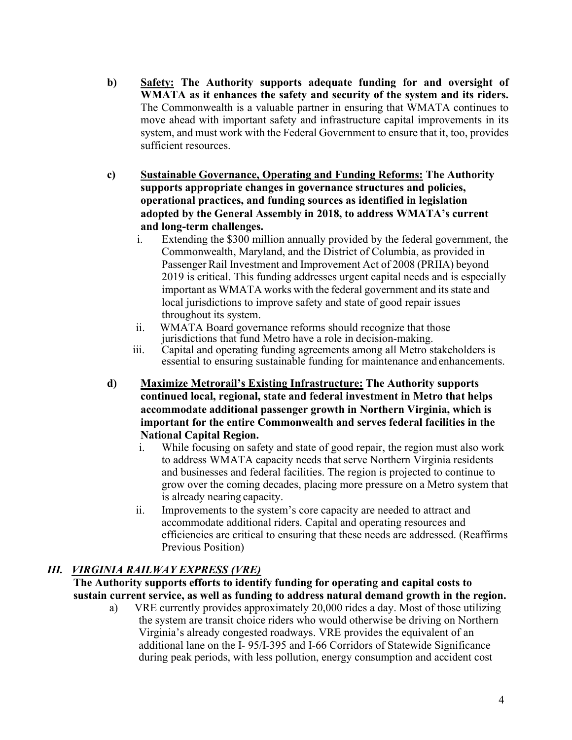b) **Safety: The Authority supports adequate funding for and oversight of WMATA as it enhances the safety and security of the system and its riders.** The Commonwealth is a valuable partner in ensuring that WMATA continues to move ahead with important safety and infrastructure capital improvements in its system, and must work with the Federal Government to ensure that it, too, provides sufficient resources.

c) **Sustainable Governance, Operating and Funding Reforms: The Authority supports appropriate changes in governance structures and policies, operational practices, and funding sources as identified in legislation adopted by the General Assembly in 2018, to address WMATA's current and long-term challenges.**

   i. Extending the $300 million annually provided by the federal government, the Commonwealth, Maryland, and the District of Columbia, as provided in Passenger Rail Investment and Improvement Act of 2008 (PRIIA) beyond 2019 is critical. This funding addresses urgent capital needs and is especially important as WMATA works with the federal government and its state and local jurisdictions to improve safety and state of good repair issues throughout its system.

   ii. WMATA Board governance reforms should recognize that those jurisdictions that fund Metro have a role in decision-making.

   iii. Capital and operating funding agreements among all Metro stakeholders is essential to ensuring sustainable funding for maintenance and enhancements.

d) **Maximize Metrorail's Existing Infrastructure: The Authority supports continued local, regional, state and federal investment in Metro that helps accommodate additional passenger growth in Northern Virginia, which is important for the entire Commonwealth and serves federal facilities in the National Capital Region.**

   i. While focusing on safety and state of good repair, the region must also work to address WMATA capacity needs that serve Northern Virginia residents and businesses and federal facilities. The region is projected to continue to grow over the coming decades, placing more pressure on a Metro system that is already nearing capacity.

   ii. Improvements to the system's core capacity are needed to attract and accommodate additional riders. Capital and operating resources and efficiencies are critical to ensuring that these needs are addressed. (Reaffirms Previous Position)

## ***III. VIRGINIA RAILWAY EXPRESS (VRE)***

**The Authority supports efforts to identify funding for operating and capital costs to sustain current service, as well as funding to address natural demand growth in the region.**

a) VRE currently provides approximately 20,000 rides a day. Most of those utilizing the system are transit choice riders who would otherwise be driving on Northern Virginia's already congested roadways. VRE provides the equivalent of an additional lane on the I- 95/I-395 and I-66 Corridors of Statewide Significance during peak periods, with less pollution, energy consumption and accident cost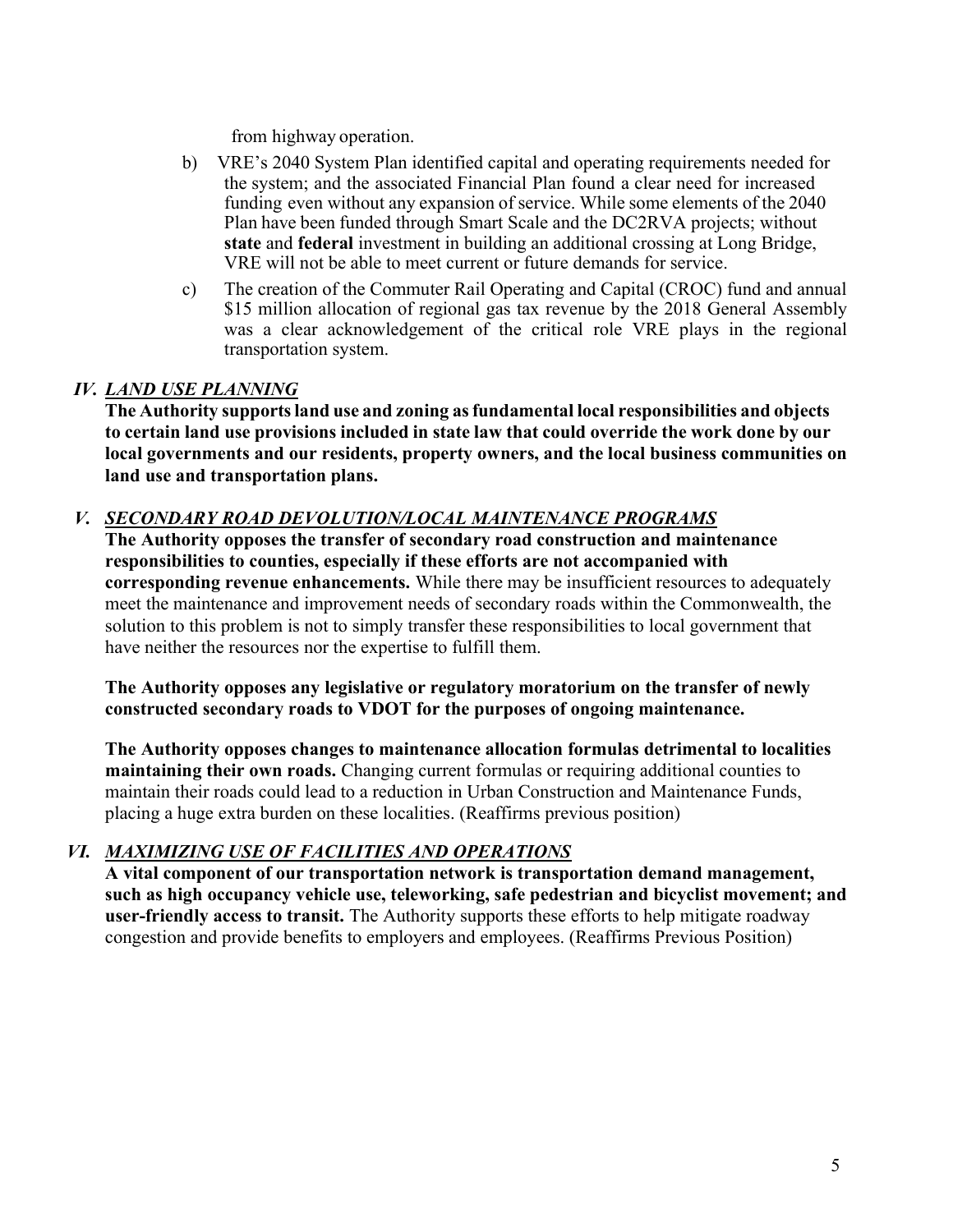from highway operation.

b) VRE's 2040 System Plan identified capital and operating requirements needed for the system; and the associated Financial Plan found a clear need for increased funding even without any expansion of service. While some elements of the 2040 Plan have been funded through Smart Scale and the DC2RVA projects; without **state** and **federal** investment in building an additional crossing at Long Bridge, VRE will not be able to meet current or future demands for service.

c) The creation of the Commuter Rail Operating and Capital (CROC) fund and annual $15 million allocation of regional gas tax revenue by the 2018 General Assembly was a clear acknowledgement of the critical role VRE plays in the regional transportation system.

## *IV. LAND USE PLANNING*

**The Authority supports land use and zoning as fundamental local responsibilities and objects to certain land use provisions included in state law that could override the work done by our local governments and our residents, property owners, and the local business communities on land use and transportation plans.**

## *V. SECONDARY ROAD DEVOLUTION/LOCAL MAINTENANCE PROGRAMS*

**The Authority opposes the transfer of secondary road construction and maintenance responsibilities to counties, especially if these efforts are not accompanied with corresponding revenue enhancements.** While there may be insufficient resources to adequately meet the maintenance and improvement needs of secondary roads within the Commonwealth, the solution to this problem is not to simply transfer these responsibilities to local government that have neither the resources nor the expertise to fulfill them.

**The Authority opposes any legislative or regulatory moratorium on the transfer of newly constructed secondary roads to VDOT for the purposes of ongoing maintenance.**

**The Authority opposes changes to maintenance allocation formulas detrimental to localities maintaining their own roads.** Changing current formulas or requiring additional counties to maintain their roads could lead to a reduction in Urban Construction and Maintenance Funds, placing a huge extra burden on these localities. (Reaffirms previous position)

## *VI. MAXIMIZING USE OF FACILITIES AND OPERATIONS*

**A vital component of our transportation network is transportation demand management, such as high occupancy vehicle use, teleworking, safe pedestrian and bicyclist movement; and user-friendly access to transit.** The Authority supports these efforts to help mitigate roadway congestion and provide benefits to employers and employees. (Reaffirms Previous Position)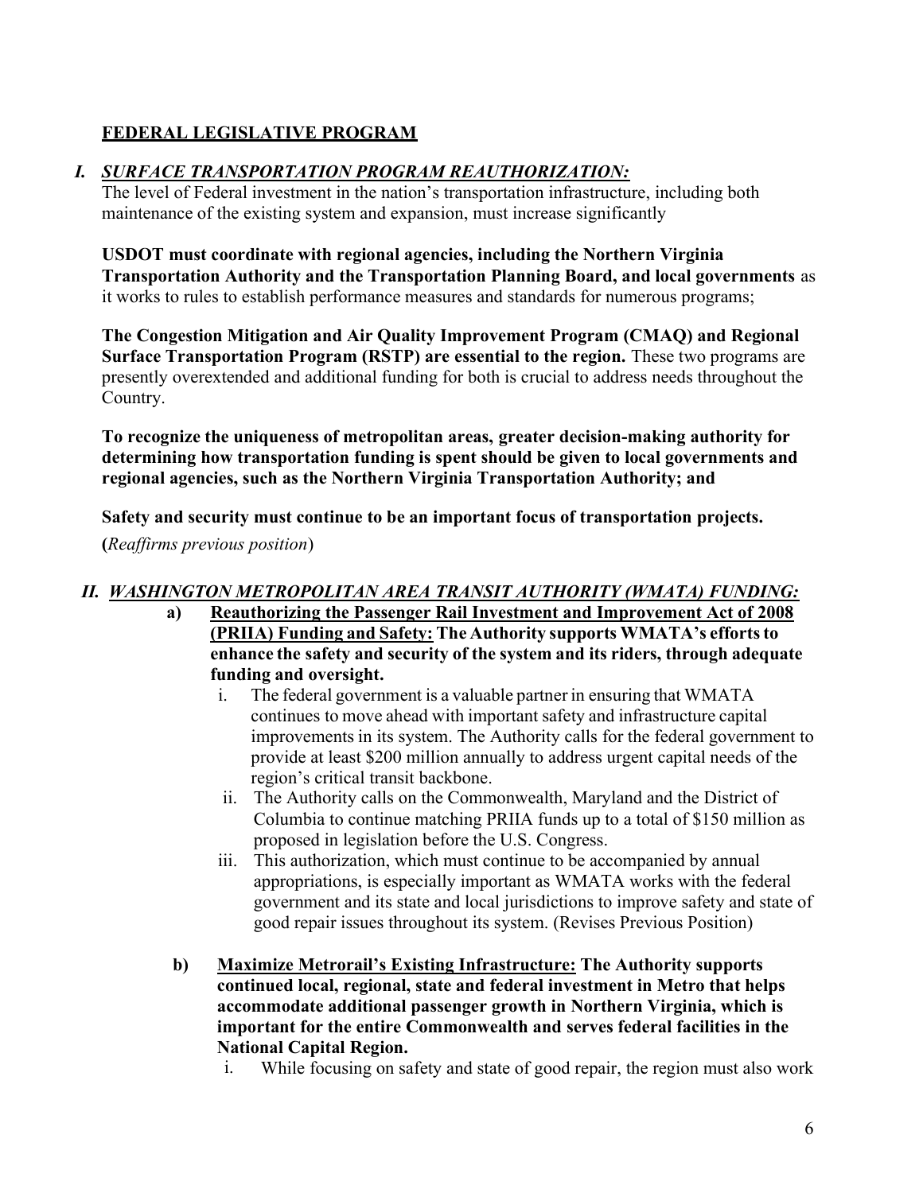## FEDERAL LEGISLATIVE PROGRAM

### *I. SURFACE TRANSPORTATION PROGRAM REAUTHORIZATION:*

The level of Federal investment in the nation's transportation infrastructure, including both maintenance of the existing system and expansion, must increase significantly

**USDOT must coordinate with regional agencies, including the Northern Virginia Transportation Authority and the Transportation Planning Board, and local governments** as it works to rules to establish performance measures and standards for numerous programs;

**The Congestion Mitigation and Air Quality Improvement Program (CMAQ) and Regional Surface Transportation Program (RSTP) are essential to the region.** These two programs are presently overextended and additional funding for both is crucial to address needs throughout the Country.

**To recognize the uniqueness of metropolitan areas, greater decision-making authority for determining how transportation funding is spent should be given to local governments and regional agencies, such as the Northern Virginia Transportation Authority; and**

**Safety and security must continue to be an important focus of transportation projects.**

**(***Reaffirms previous position*)

### *II. WASHINGTON METROPOLITAN AREA TRANSIT AUTHORITY (WMATA) FUNDING:*

a) **Reauthorizing the Passenger Rail Investment and Improvement Act of 2008 (PRIIA) Funding and Safety: The Authority supports WMATA's efforts to enhance the safety and security of the system and its riders, through adequate funding and oversight.**

   i. The federal government is a valuable partner in ensuring that WMATA continues to move ahead with important safety and infrastructure capital improvements in its system. The Authority calls for the federal government to provide at least $200 million annually to address urgent capital needs of the region's critical transit backbone.

   ii. The Authority calls on the Commonwealth, Maryland and the District of Columbia to continue matching PRIIA funds up to a total of $150 million as proposed in legislation before the U.S. Congress.

   iii. This authorization, which must continue to be accompanied by annual appropriations, is especially important as WMATA works with the federal government and its state and local jurisdictions to improve safety and state of good repair issues throughout its system. (Revises Previous Position)

b) **Maximize Metrorail's Existing Infrastructure: The Authority supports continued local, regional, state and federal investment in Metro that helps accommodate additional passenger growth in Northern Virginia, which is important for the entire Commonwealth and serves federal facilities in the National Capital Region.**

   i. While focusing on safety and state of good repair, the region must also work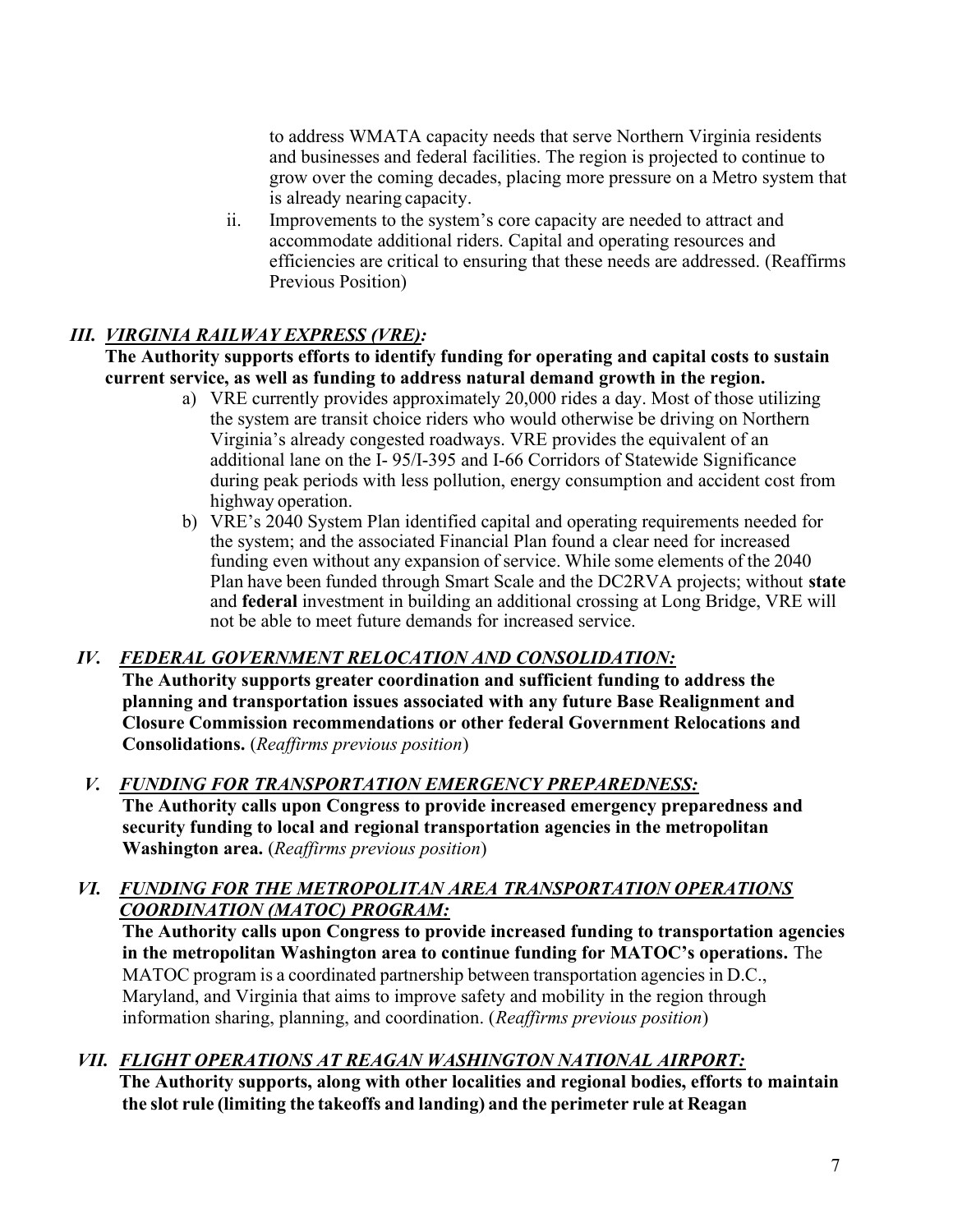to address WMATA capacity needs that serve Northern Virginia residents and businesses and federal facilities. The region is projected to continue to grow over the coming decades, placing more pressure on a Metro system that is already nearing capacity.

ii. Improvements to the system's core capacity are needed to attract and accommodate additional riders. Capital and operating resources and efficiencies are critical to ensuring that these needs are addressed. (Reaffirms Previous Position)

### *III. <u>VIRGINIA RAILWAY EXPRESS (VRE):</u>*

**The Authority supports efforts to identify funding for operating and capital costs to sustain current service, as well as funding to address natural demand growth in the region.**

a) VRE currently provides approximately 20,000 rides a day. Most of those utilizing the system are transit choice riders who would otherwise be driving on Northern Virginia's already congested roadways. VRE provides the equivalent of an additional lane on the I- 95/I-395 and I-66 Corridors of Statewide Significance during peak periods with less pollution, energy consumption and accident cost from highway operation.

b) VRE's 2040 System Plan identified capital and operating requirements needed for the system; and the associated Financial Plan found a clear need for increased funding even without any expansion of service. While some elements of the 2040 Plan have been funded through Smart Scale and the DC2RVA projects; without **state** and **federal** investment in building an additional crossing at Long Bridge, VRE will not be able to meet future demands for increased service.

### *IV. <u>FEDERAL GOVERNMENT RELOCATION AND CONSOLIDATION:</u>*

**The Authority supports greater coordination and sufficient funding to address the planning and transportation issues associated with any future Base Realignment and Closure Commission recommendations or other federal Government Relocations and Consolidations.** (*Reaffirms previous position*)

### *V. <u>FUNDING FOR TRANSPORTATION EMERGENCY PREPAREDNESS:</u>*

**The Authority calls upon Congress to provide increased emergency preparedness and security funding to local and regional transportation agencies in the metropolitan Washington area.** (*Reaffirms previous position*)

### *VI. <u>FUNDING FOR THE METROPOLITAN AREA TRANSPORTATION OPERATIONS COORDINATION (MATOC) PROGRAM:</u>*

**The Authority calls upon Congress to provide increased funding to transportation agencies in the metropolitan Washington area to continue funding for MATOC's operations.** The MATOC program is a coordinated partnership between transportation agencies in D.C., Maryland, and Virginia that aims to improve safety and mobility in the region through information sharing, planning, and coordination. (*Reaffirms previous position*)

### *VII. <u>FLIGHT OPERATIONS AT REAGAN WASHINGTON NATIONAL AIRPORT:</u>*

**The Authority supports, along with other localities and regional bodies, efforts to maintain the slot rule (limiting the takeoffs and landing) and the perimeter rule at Reagan**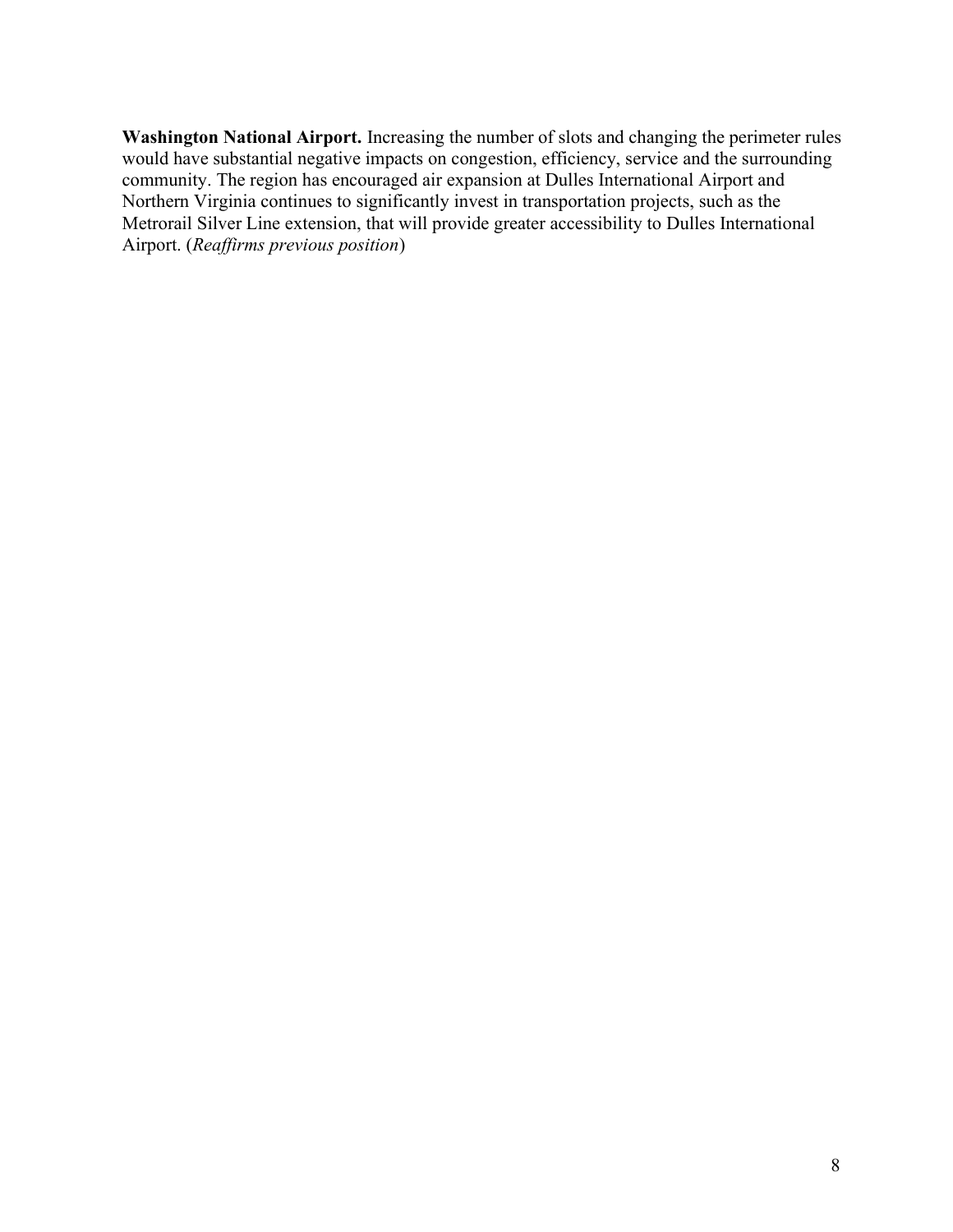**Washington National Airport.** Increasing the number of slots and changing the perimeter rules would have substantial negative impacts on congestion, efficiency, service and the surrounding community. The region has encouraged air expansion at Dulles International Airport and Northern Virginia continues to significantly invest in transportation projects, such as the Metrorail Silver Line extension, that will provide greater accessibility to Dulles International Airport. (*Reaffirms previous position*)